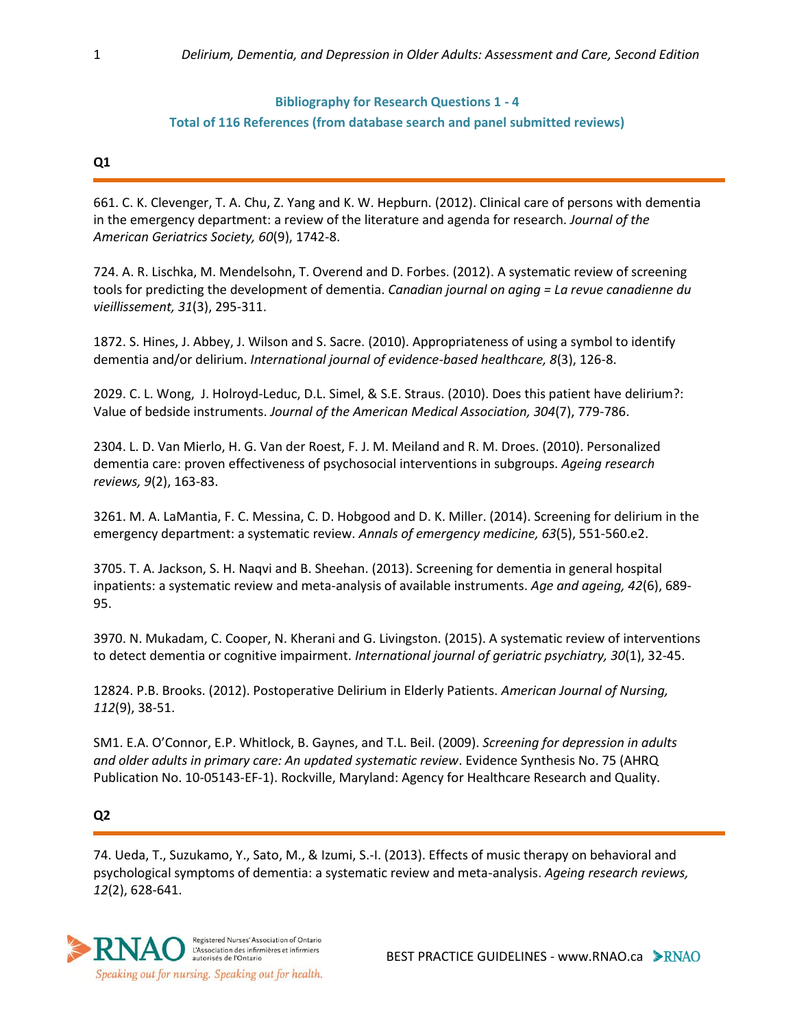**Bibliography for Research Questions 1 - 4**

**Total of 116 References (from database search and panel submitted reviews)**

**Q1**

661. C. K. Clevenger, T. A. Chu, Z. Yang and K. W. Hepburn. (2012). Clinical care of persons with dementia in the emergency department: a review of the literature and agenda for research. *Journal of the American Geriatrics Society, 60*(9), 1742-8.

724. A. R. Lischka, M. Mendelsohn, T. Overend and D. Forbes. (2012). A systematic review of screening tools for predicting the development of dementia. *Canadian journal on aging = La revue canadienne du vieillissement, 31*(3), 295-311.

1872. S. Hines, J. Abbey, J. Wilson and S. Sacre. (2010). Appropriateness of using a symbol to identify dementia and/or delirium. *International journal of evidence-based healthcare, 8*(3), 126-8.

2029. C. L. Wong, J. Holroyd-Leduc, D.L. Simel, & S.E. Straus. (2010). Does this patient have delirium?: Value of bedside instruments. *Journal of the American Medical Association, 304*(7), 779-786.

2304. L. D. Van Mierlo, H. G. Van der Roest, F. J. M. Meiland and R. M. Droes. (2010). Personalized dementia care: proven effectiveness of psychosocial interventions in subgroups. *Ageing research reviews, 9*(2), 163-83.

3261. M. A. LaMantia, F. C. Messina, C. D. Hobgood and D. K. Miller. (2014). Screening for delirium in the emergency department: a systematic review. *Annals of emergency medicine, 63*(5), 551-560.e2.

3705. T. A. Jackson, S. H. Naqvi and B. Sheehan. (2013). Screening for dementia in general hospital inpatients: a systematic review and meta-analysis of available instruments. *Age and ageing, 42*(6), 689-95.

3970. N. Mukadam, C. Cooper, N. Kherani and G. Livingston. (2015). A systematic review of interventions to detect dementia or cognitive impairment. *International journal of geriatric psychiatry, 30*(1), 32-45.

12824. P.B. Brooks. (2012). Postoperative Delirium in Elderly Patients. *American Journal of Nursing, 112*(9), 38-51.

SM1. E.A. O'Connor, E.P. Whitlock, B. Gaynes, and T.L. Beil. (2009). *Screening for depression in adults and older adults in primary care: An updated systematic review*. Evidence Synthesis No. 75 (AHRQ Publication No. 10-05143-EF-1). Rockville, Maryland: Agency for Healthcare Research and Quality.

**Q2**

74. Ueda, T., Suzukamo, Y., Sato, M., & Izumi, S.-I. (2013). Effects of music therapy on behavioral and psychological symptoms of dementia: a systematic review and meta-analysis. *Ageing research reviews, 12*(2), 628-641.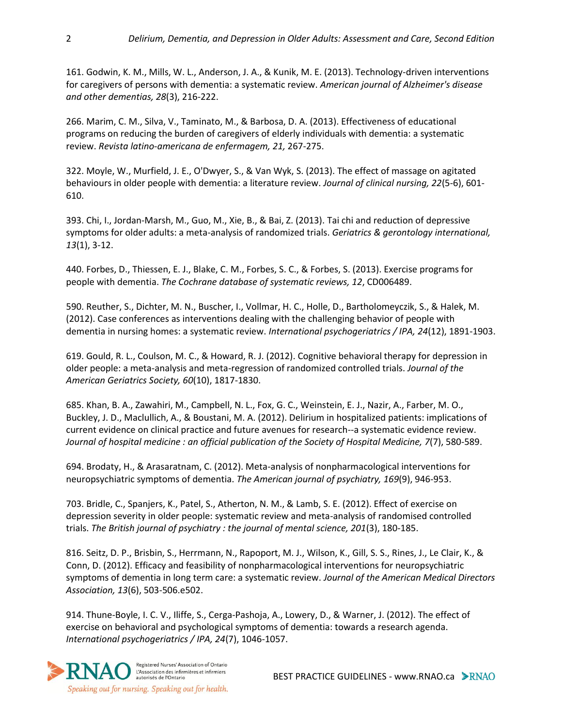161. Godwin, K. M., Mills, W. L., Anderson, J. A., & Kunik, M. E. (2013). Technology-driven interventions for caregivers of persons with dementia: a systematic review. *American journal of Alzheimer's disease and other dementias, 28*(3), 216-222.

266. Marim, C. M., Silva, V., Taminato, M., & Barbosa, D. A. (2013). Effectiveness of educational programs on reducing the burden of caregivers of elderly individuals with dementia: a systematic review. *Revista latino-americana de enfermagem, 21,* 267-275.

322. Moyle, W., Murfield, J. E., O'Dwyer, S., & Van Wyk, S. (2013). The effect of massage on agitated behaviours in older people with dementia: a literature review. *Journal of clinical nursing, 22*(5-6), 601-610.

393. Chi, I., Jordan-Marsh, M., Guo, M., Xie, B., & Bai, Z. (2013). Tai chi and reduction of depressive symptoms for older adults: a meta-analysis of randomized trials. *Geriatrics & gerontology international, 13*(1), 3-12.

440. Forbes, D., Thiessen, E. J., Blake, C. M., Forbes, S. C., & Forbes, S. (2013). Exercise programs for people with dementia. *The Cochrane database of systematic reviews, 12*, CD006489.

590. Reuther, S., Dichter, M. N., Buscher, I., Vollmar, H. C., Holle, D., Bartholomeyczik, S., & Halek, M. (2012). Case conferences as interventions dealing with the challenging behavior of people with dementia in nursing homes: a systematic review. *International psychogeriatrics / IPA, 24*(12), 1891-1903.

619. Gould, R. L., Coulson, M. C., & Howard, R. J. (2012). Cognitive behavioral therapy for depression in older people: a meta-analysis and meta-regression of randomized controlled trials. *Journal of the American Geriatrics Society, 60*(10), 1817-1830.

685. Khan, B. A., Zawahiri, M., Campbell, N. L., Fox, G. C., Weinstein, E. J., Nazir, A., Farber, M. O., Buckley, J. D., Maclullich, A., & Boustani, M. A. (2012). Delirium in hospitalized patients: implications of current evidence on clinical practice and future avenues for research--a systematic evidence review. *Journal of hospital medicine : an official publication of the Society of Hospital Medicine, 7*(7), 580-589.

694. Brodaty, H., & Arasaratnam, C. (2012). Meta-analysis of nonpharmacological interventions for neuropsychiatric symptoms of dementia. *The American journal of psychiatry, 169*(9), 946-953.

703. Bridle, C., Spanjers, K., Patel, S., Atherton, N. M., & Lamb, S. E. (2012). Effect of exercise on depression severity in older people: systematic review and meta-analysis of randomised controlled trials. *The British journal of psychiatry : the journal of mental science, 201*(3), 180-185.

816. Seitz, D. P., Brisbin, S., Herrmann, N., Rapoport, M. J., Wilson, K., Gill, S. S., Rines, J., Le Clair, K., & Conn, D. (2012). Efficacy and feasibility of nonpharmacological interventions for neuropsychiatric symptoms of dementia in long term care: a systematic review. *Journal of the American Medical Directors Association, 13*(6), 503-506.e502.

914. Thune-Boyle, I. C. V., Iliffe, S., Cerga-Pashoja, A., Lowery, D., & Warner, J. (2012). The effect of exercise on behavioral and psychological symptoms of dementia: towards a research agenda. *International psychogeriatrics / IPA, 24*(7), 1046-1057.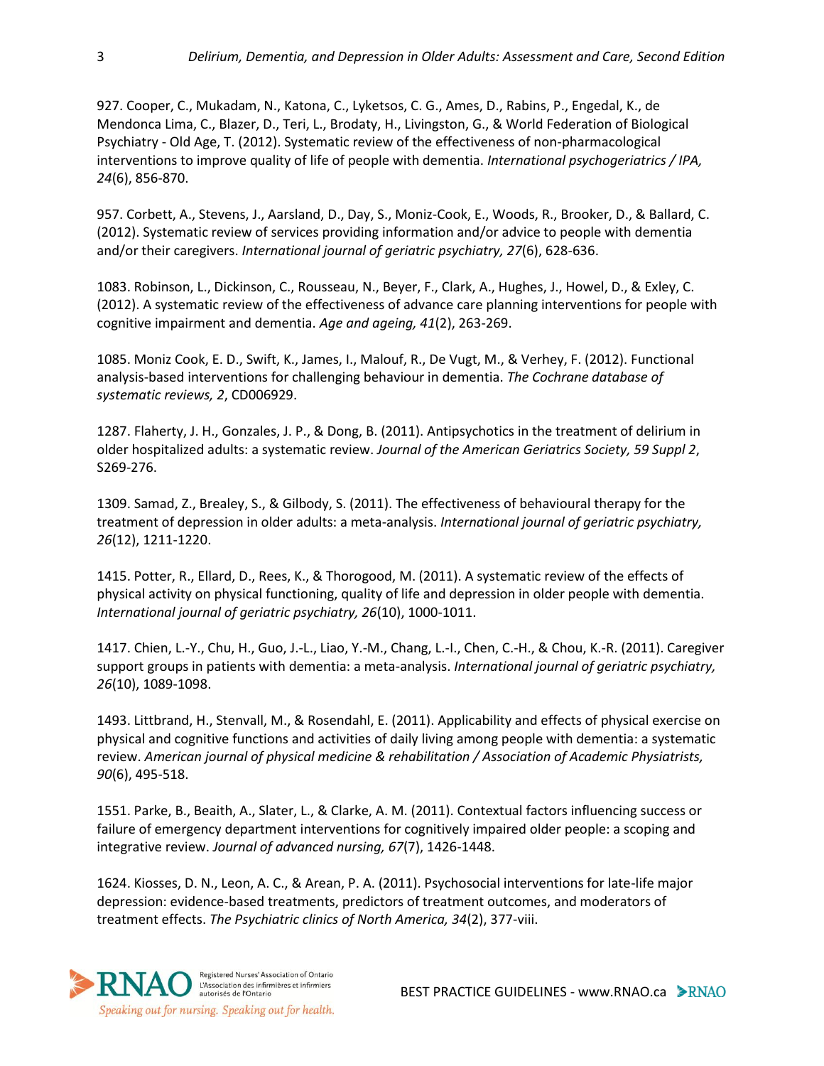927. Cooper, C., Mukadam, N., Katona, C., Lyketsos, C. G., Ames, D., Rabins, P., Engedal, K., de Mendonca Lima, C., Blazer, D., Teri, L., Brodaty, H., Livingston, G., & World Federation of Biological Psychiatry - Old Age, T. (2012). Systematic review of the effectiveness of non-pharmacological interventions to improve quality of life of people with dementia. *International psychogeriatrics / IPA, 24*(6), 856-870.

957. Corbett, A., Stevens, J., Aarsland, D., Day, S., Moniz-Cook, E., Woods, R., Brooker, D., & Ballard, C. (2012). Systematic review of services providing information and/or advice to people with dementia and/or their caregivers. *International journal of geriatric psychiatry, 27*(6), 628-636.

1083. Robinson, L., Dickinson, C., Rousseau, N., Beyer, F., Clark, A., Hughes, J., Howel, D., & Exley, C. (2012). A systematic review of the effectiveness of advance care planning interventions for people with cognitive impairment and dementia. *Age and ageing, 41*(2), 263-269.

1085. Moniz Cook, E. D., Swift, K., James, I., Malouf, R., De Vugt, M., & Verhey, F. (2012). Functional analysis-based interventions for challenging behaviour in dementia. *The Cochrane database of systematic reviews, 2*, CD006929.

1287. Flaherty, J. H., Gonzales, J. P., & Dong, B. (2011). Antipsychotics in the treatment of delirium in older hospitalized adults: a systematic review. *Journal of the American Geriatrics Society, 59 Suppl 2*, S269-276.

1309. Samad, Z., Brealey, S., & Gilbody, S. (2011). The effectiveness of behavioural therapy for the treatment of depression in older adults: a meta-analysis. *International journal of geriatric psychiatry, 26*(12), 1211-1220.

1415. Potter, R., Ellard, D., Rees, K., & Thorogood, M. (2011). A systematic review of the effects of physical activity on physical functioning, quality of life and depression in older people with dementia. *International journal of geriatric psychiatry, 26*(10), 1000-1011.

1417. Chien, L.-Y., Chu, H., Guo, J.-L., Liao, Y.-M., Chang, L.-I., Chen, C.-H., & Chou, K.-R. (2011). Caregiver support groups in patients with dementia: a meta-analysis. *International journal of geriatric psychiatry, 26*(10), 1089-1098.

1493. Littbrand, H., Stenvall, M., & Rosendahl, E. (2011). Applicability and effects of physical exercise on physical and cognitive functions and activities of daily living among people with dementia: a systematic review. *American journal of physical medicine & rehabilitation / Association of Academic Physiatrists, 90*(6), 495-518.

1551. Parke, B., Beaith, A., Slater, L., & Clarke, A. M. (2011). Contextual factors influencing success or failure of emergency department interventions for cognitively impaired older people: a scoping and integrative review. *Journal of advanced nursing, 67*(7), 1426-1448.

1624. Kiosses, D. N., Leon, A. C., & Arean, P. A. (2011). Psychosocial interventions for late-life major depression: evidence-based treatments, predictors of treatment outcomes, and moderators of treatment effects. *The Psychiatric clinics of North America, 34*(2), 377-viii.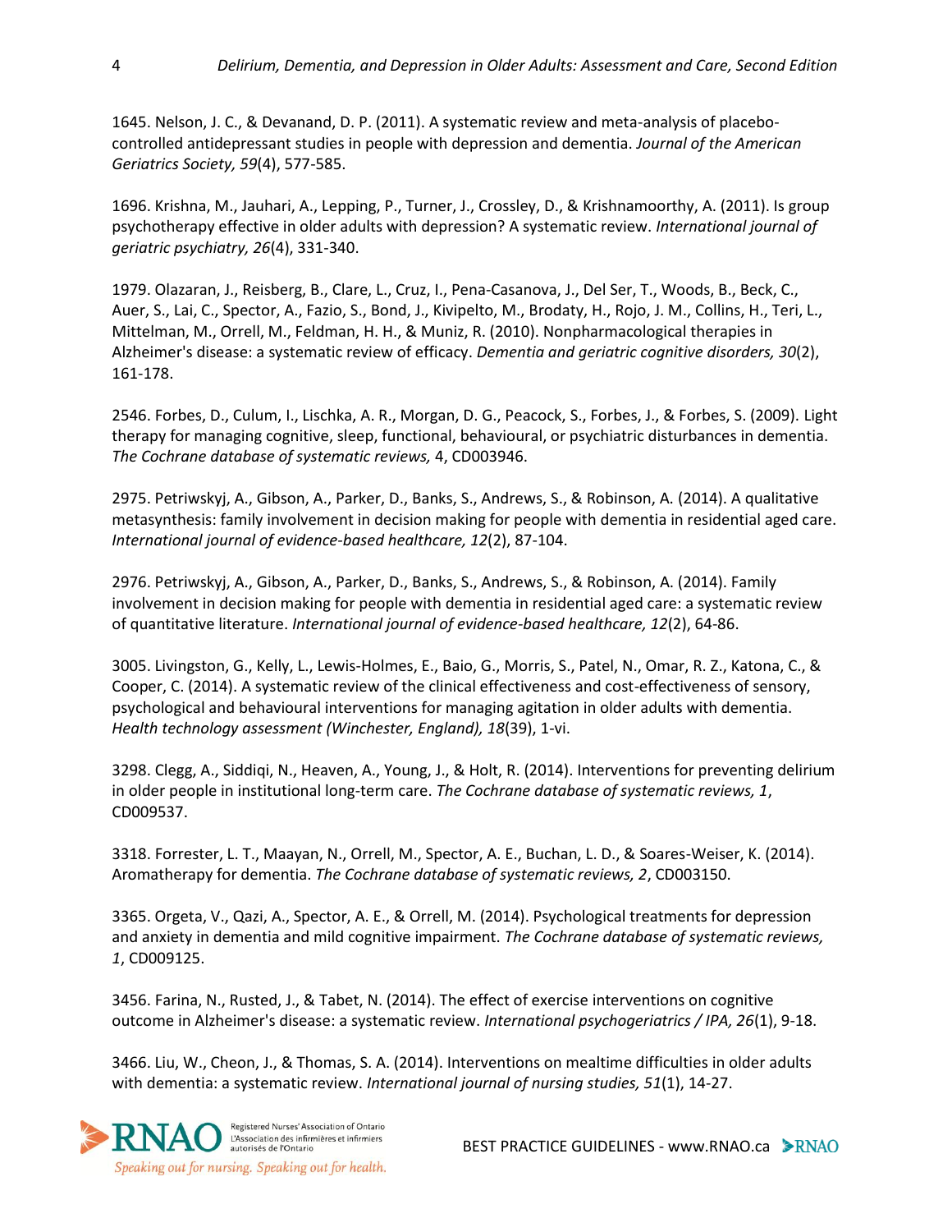1645. Nelson, J. C., & Devanand, D. P. (2011). A systematic review and meta-analysis of placebo-controlled antidepressant studies in people with depression and dementia. *Journal of the American Geriatrics Society, 59*(4), 577-585.

1696. Krishna, M., Jauhari, A., Lepping, P., Turner, J., Crossley, D., & Krishnamoorthy, A. (2011). Is group psychotherapy effective in older adults with depression? A systematic review. *International journal of geriatric psychiatry, 26*(4), 331-340.

1979. Olazaran, J., Reisberg, B., Clare, L., Cruz, I., Pena-Casanova, J., Del Ser, T., Woods, B., Beck, C., Auer, S., Lai, C., Spector, A., Fazio, S., Bond, J., Kivipelto, M., Brodaty, H., Rojo, J. M., Collins, H., Teri, L., Mittelman, M., Orrell, M., Feldman, H. H., & Muniz, R. (2010). Nonpharmacological therapies in Alzheimer's disease: a systematic review of efficacy. *Dementia and geriatric cognitive disorders, 30*(2), 161-178.

2546. Forbes, D., Culum, I., Lischka, A. R., Morgan, D. G., Peacock, S., Forbes, J., & Forbes, S. (2009). Light therapy for managing cognitive, sleep, functional, behavioural, or psychiatric disturbances in dementia. *The Cochrane database of systematic reviews,* 4, CD003946.

2975. Petriwskyj, A., Gibson, A., Parker, D., Banks, S., Andrews, S., & Robinson, A. (2014). A qualitative metasynthesis: family involvement in decision making for people with dementia in residential aged care. *International journal of evidence-based healthcare, 12*(2), 87-104.

2976. Petriwskyj, A., Gibson, A., Parker, D., Banks, S., Andrews, S., & Robinson, A. (2014). Family involvement in decision making for people with dementia in residential aged care: a systematic review of quantitative literature. *International journal of evidence-based healthcare, 12*(2), 64-86.

3005. Livingston, G., Kelly, L., Lewis-Holmes, E., Baio, G., Morris, S., Patel, N., Omar, R. Z., Katona, C., & Cooper, C. (2014). A systematic review of the clinical effectiveness and cost-effectiveness of sensory, psychological and behavioural interventions for managing agitation in older adults with dementia. *Health technology assessment (Winchester, England), 18*(39), 1-vi.

3298. Clegg, A., Siddiqi, N., Heaven, A., Young, J., & Holt, R. (2014). Interventions for preventing delirium in older people in institutional long-term care. *The Cochrane database of systematic reviews, 1*, CD009537.

3318. Forrester, L. T., Maayan, N., Orrell, M., Spector, A. E., Buchan, L. D., & Soares-Weiser, K. (2014). Aromatherapy for dementia. *The Cochrane database of systematic reviews, 2*, CD003150.

3365. Orgeta, V., Qazi, A., Spector, A. E., & Orrell, M. (2014). Psychological treatments for depression and anxiety in dementia and mild cognitive impairment. *The Cochrane database of systematic reviews, 1*, CD009125.

3456. Farina, N., Rusted, J., & Tabet, N. (2014). The effect of exercise interventions on cognitive outcome in Alzheimer's disease: a systematic review. *International psychogeriatrics / IPA, 26*(1), 9-18.

3466. Liu, W., Cheon, J., & Thomas, S. A. (2014). Interventions on mealtime difficulties in older adults with dementia: a systematic review. *International journal of nursing studies, 51*(1), 14-27.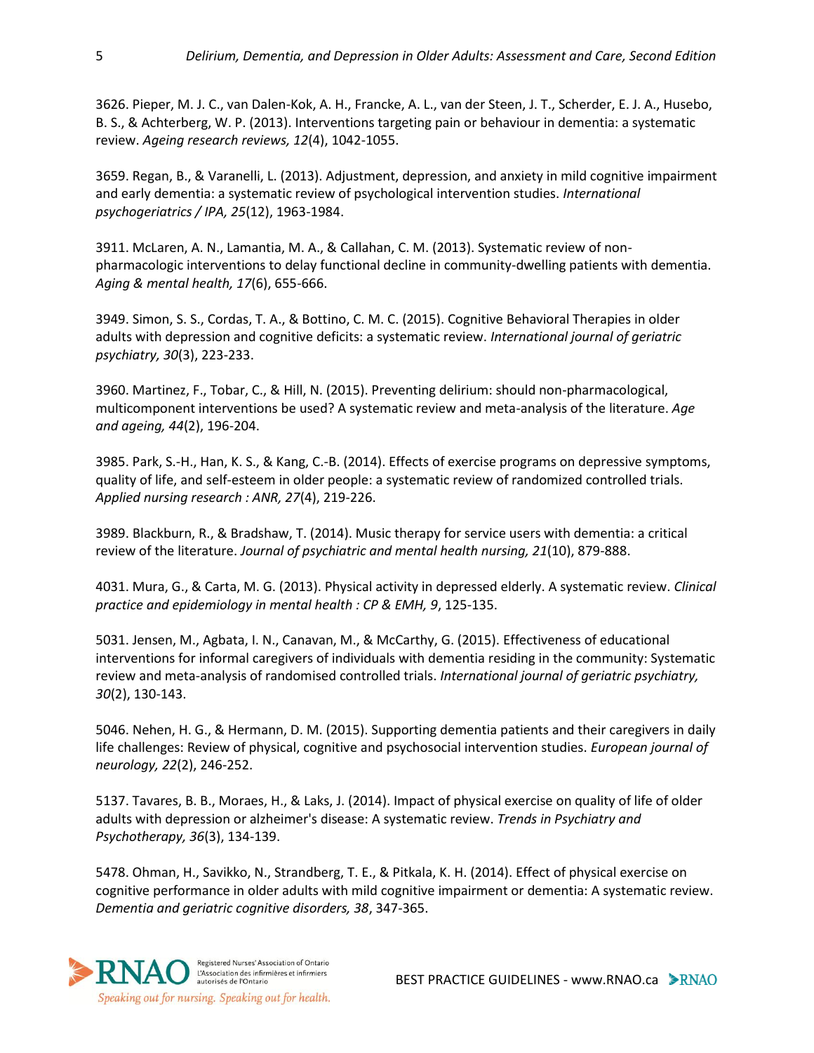3626. Pieper, M. J. C., van Dalen-Kok, A. H., Francke, A. L., van der Steen, J. T., Scherder, E. J. A., Husebo, B. S., & Achterberg, W. P. (2013). Interventions targeting pain or behaviour in dementia: a systematic review. *Ageing research reviews, 12*(4), 1042-1055.

3659. Regan, B., & Varanelli, L. (2013). Adjustment, depression, and anxiety in mild cognitive impairment and early dementia: a systematic review of psychological intervention studies. *International psychogeriatrics / IPA, 25*(12), 1963-1984.

3911. McLaren, A. N., Lamantia, M. A., & Callahan, C. M. (2013). Systematic review of non-pharmacologic interventions to delay functional decline in community-dwelling patients with dementia. *Aging & mental health, 17*(6), 655-666.

3949. Simon, S. S., Cordas, T. A., & Bottino, C. M. C. (2015). Cognitive Behavioral Therapies in older adults with depression and cognitive deficits: a systematic review. *International journal of geriatric psychiatry, 30*(3), 223-233.

3960. Martinez, F., Tobar, C., & Hill, N. (2015). Preventing delirium: should non-pharmacological, multicomponent interventions be used? A systematic review and meta-analysis of the literature. *Age and ageing, 44*(2), 196-204.

3985. Park, S.-H., Han, K. S., & Kang, C.-B. (2014). Effects of exercise programs on depressive symptoms, quality of life, and self-esteem in older people: a systematic review of randomized controlled trials. *Applied nursing research : ANR, 27*(4), 219-226.

3989. Blackburn, R., & Bradshaw, T. (2014). Music therapy for service users with dementia: a critical review of the literature. *Journal of psychiatric and mental health nursing, 21*(10), 879-888.

4031. Mura, G., & Carta, M. G. (2013). Physical activity in depressed elderly. A systematic review. *Clinical practice and epidemiology in mental health : CP & EMH, 9*, 125-135.

5031. Jensen, M., Agbata, I. N., Canavan, M., & McCarthy, G. (2015). Effectiveness of educational interventions for informal caregivers of individuals with dementia residing in the community: Systematic review and meta-analysis of randomised controlled trials. *International journal of geriatric psychiatry, 30*(2), 130-143.

5046. Nehen, H. G., & Hermann, D. M. (2015). Supporting dementia patients and their caregivers in daily life challenges: Review of physical, cognitive and psychosocial intervention studies. *European journal of neurology, 22*(2), 246-252.

5137. Tavares, B. B., Moraes, H., & Laks, J. (2014). Impact of physical exercise on quality of life of older adults with depression or alzheimer's disease: A systematic review. *Trends in Psychiatry and Psychotherapy, 36*(3), 134-139.

5478. Ohman, H., Savikko, N., Strandberg, T. E., & Pitkala, K. H. (2014). Effect of physical exercise on cognitive performance in older adults with mild cognitive impairment or dementia: A systematic review. *Dementia and geriatric cognitive disorders, 38*, 347-365.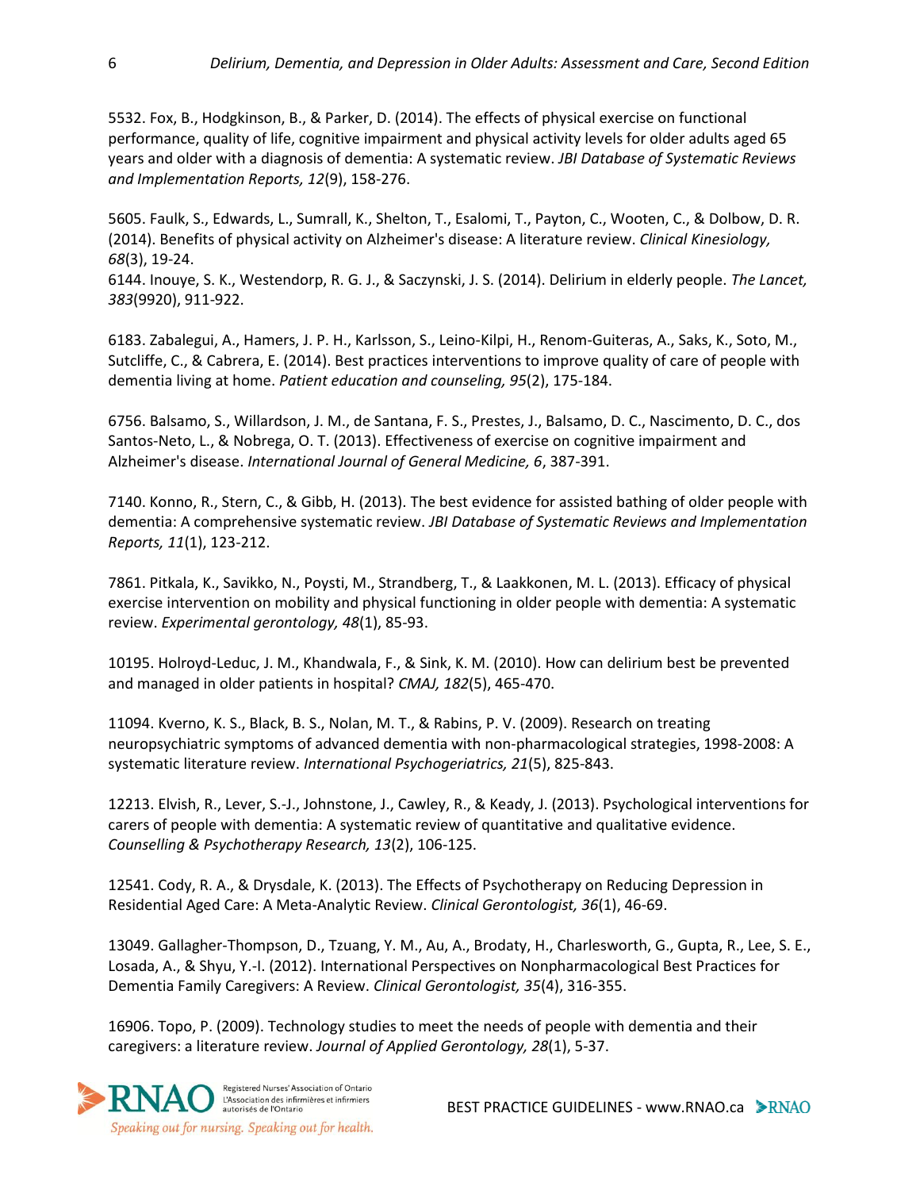5532. Fox, B., Hodgkinson, B., & Parker, D. (2014). The effects of physical exercise on functional performance, quality of life, cognitive impairment and physical activity levels for older adults aged 65 years and older with a diagnosis of dementia: A systematic review. *JBI Database of Systematic Reviews and Implementation Reports, 12*(9), 158-276.

5605. Faulk, S., Edwards, L., Sumrall, K., Shelton, T., Esalomi, T., Payton, C., Wooten, C., & Dolbow, D. R. (2014). Benefits of physical activity on Alzheimer's disease: A literature review. *Clinical Kinesiology, 68*(3), 19-24.

6144. Inouye, S. K., Westendorp, R. G. J., & Saczynski, J. S. (2014). Delirium in elderly people. *The Lancet, 383*(9920), 911-922.

6183. Zabalegui, A., Hamers, J. P. H., Karlsson, S., Leino-Kilpi, H., Renom-Guiteras, A., Saks, K., Soto, M., Sutcliffe, C., & Cabrera, E. (2014). Best practices interventions to improve quality of care of people with dementia living at home. *Patient education and counseling, 95*(2), 175-184.

6756. Balsamo, S., Willardson, J. M., de Santana, F. S., Prestes, J., Balsamo, D. C., Nascimento, D. C., dos Santos-Neto, L., & Nobrega, O. T. (2013). Effectiveness of exercise on cognitive impairment and Alzheimer's disease. *International Journal of General Medicine, 6*, 387-391.

7140. Konno, R., Stern, C., & Gibb, H. (2013). The best evidence for assisted bathing of older people with dementia: A comprehensive systematic review. *JBI Database of Systematic Reviews and Implementation Reports, 11*(1), 123-212.

7861. Pitkala, K., Savikko, N., Poysti, M., Strandberg, T., & Laakkonen, M. L. (2013). Efficacy of physical exercise intervention on mobility and physical functioning in older people with dementia: A systematic review. *Experimental gerontology, 48*(1), 85-93.

10195. Holroyd-Leduc, J. M., Khandwala, F., & Sink, K. M. (2010). How can delirium best be prevented and managed in older patients in hospital? *CMAJ, 182*(5), 465-470.

11094. Kverno, K. S., Black, B. S., Nolan, M. T., & Rabins, P. V. (2009). Research on treating neuropsychiatric symptoms of advanced dementia with non-pharmacological strategies, 1998-2008: A systematic literature review. *International Psychogeriatrics, 21*(5), 825-843.

12213. Elvish, R., Lever, S.-J., Johnstone, J., Cawley, R., & Keady, J. (2013). Psychological interventions for carers of people with dementia: A systematic review of quantitative and qualitative evidence. *Counselling & Psychotherapy Research, 13*(2), 106-125.

12541. Cody, R. A., & Drysdale, K. (2013). The Effects of Psychotherapy on Reducing Depression in Residential Aged Care: A Meta-Analytic Review. *Clinical Gerontologist, 36*(1), 46-69.

13049. Gallagher-Thompson, D., Tzuang, Y. M., Au, A., Brodaty, H., Charlesworth, G., Gupta, R., Lee, S. E., Losada, A., & Shyu, Y.-I. (2012). International Perspectives on Nonpharmacological Best Practices for Dementia Family Caregivers: A Review. *Clinical Gerontologist, 35*(4), 316-355.

16906. Topo, P. (2009). Technology studies to meet the needs of people with dementia and their caregivers: a literature review. *Journal of Applied Gerontology, 28*(1), 5-37.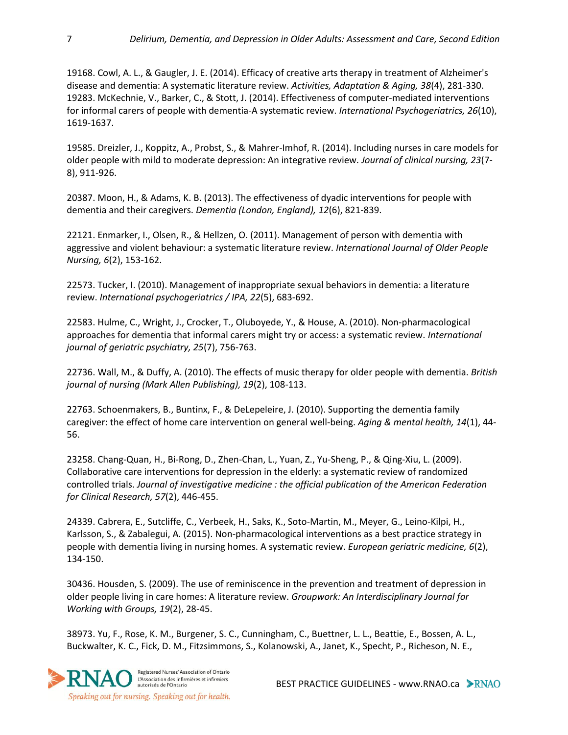19168. Cowl, A. L., & Gaugler, J. E. (2014). Efficacy of creative arts therapy in treatment of Alzheimer's disease and dementia: A systematic literature review. *Activities, Adaptation & Aging, 38*(4), 281-330.
19283. McKechnie, V., Barker, C., & Stott, J. (2014). Effectiveness of computer-mediated interventions for informal carers of people with dementia-A systematic review. *International Psychogeriatrics, 26*(10), 1619-1637.

19585. Dreizler, J., Koppitz, A., Probst, S., & Mahrer-Imhof, R. (2014). Including nurses in care models for older people with mild to moderate depression: An integrative review. *Journal of clinical nursing, 23*(7-8), 911-926.

20387. Moon, H., & Adams, K. B. (2013). The effectiveness of dyadic interventions for people with dementia and their caregivers. *Dementia (London, England), 12*(6), 821-839.

22121. Enmarker, I., Olsen, R., & Hellzen, O. (2011). Management of person with dementia with aggressive and violent behaviour: a systematic literature review. *International Journal of Older People Nursing, 6*(2), 153-162.

22573. Tucker, I. (2010). Management of inappropriate sexual behaviors in dementia: a literature review. *International psychogeriatrics / IPA, 22*(5), 683-692.

22583. Hulme, C., Wright, J., Crocker, T., Oluboyede, Y., & House, A. (2010). Non-pharmacological approaches for dementia that informal carers might try or access: a systematic review. *International journal of geriatric psychiatry, 25*(7), 756-763.

22736. Wall, M., & Duffy, A. (2010). The effects of music therapy for older people with dementia. *British journal of nursing (Mark Allen Publishing), 19*(2), 108-113.

22763. Schoenmakers, B., Buntinx, F., & DeLepeleire, J. (2010). Supporting the dementia family caregiver: the effect of home care intervention on general well-being. *Aging & mental health, 14*(1), 44-56.

23258. Chang-Quan, H., Bi-Rong, D., Zhen-Chan, L., Yuan, Z., Yu-Sheng, P., & Qing-Xiu, L. (2009). Collaborative care interventions for depression in the elderly: a systematic review of randomized controlled trials. *Journal of investigative medicine : the official publication of the American Federation for Clinical Research, 57*(2), 446-455.

24339. Cabrera, E., Sutcliffe, C., Verbeek, H., Saks, K., Soto-Martin, M., Meyer, G., Leino-Kilpi, H., Karlsson, S., & Zabalegui, A. (2015). Non-pharmacological interventions as a best practice strategy in people with dementia living in nursing homes. A systematic review. *European geriatric medicine, 6*(2), 134-150.

30436. Housden, S. (2009). The use of reminiscence in the prevention and treatment of depression in older people living in care homes: A literature review. *Groupwork: An Interdisciplinary Journal for Working with Groups, 19*(2), 28-45.

38973. Yu, F., Rose, K. M., Burgener, S. C., Cunningham, C., Buettner, L. L., Beattie, E., Bossen, A. L., Buckwalter, K. C., Fick, D. M., Fitzsimmons, S., Kolanowski, A., Janet, K., Specht, P., Richeson, N. E.,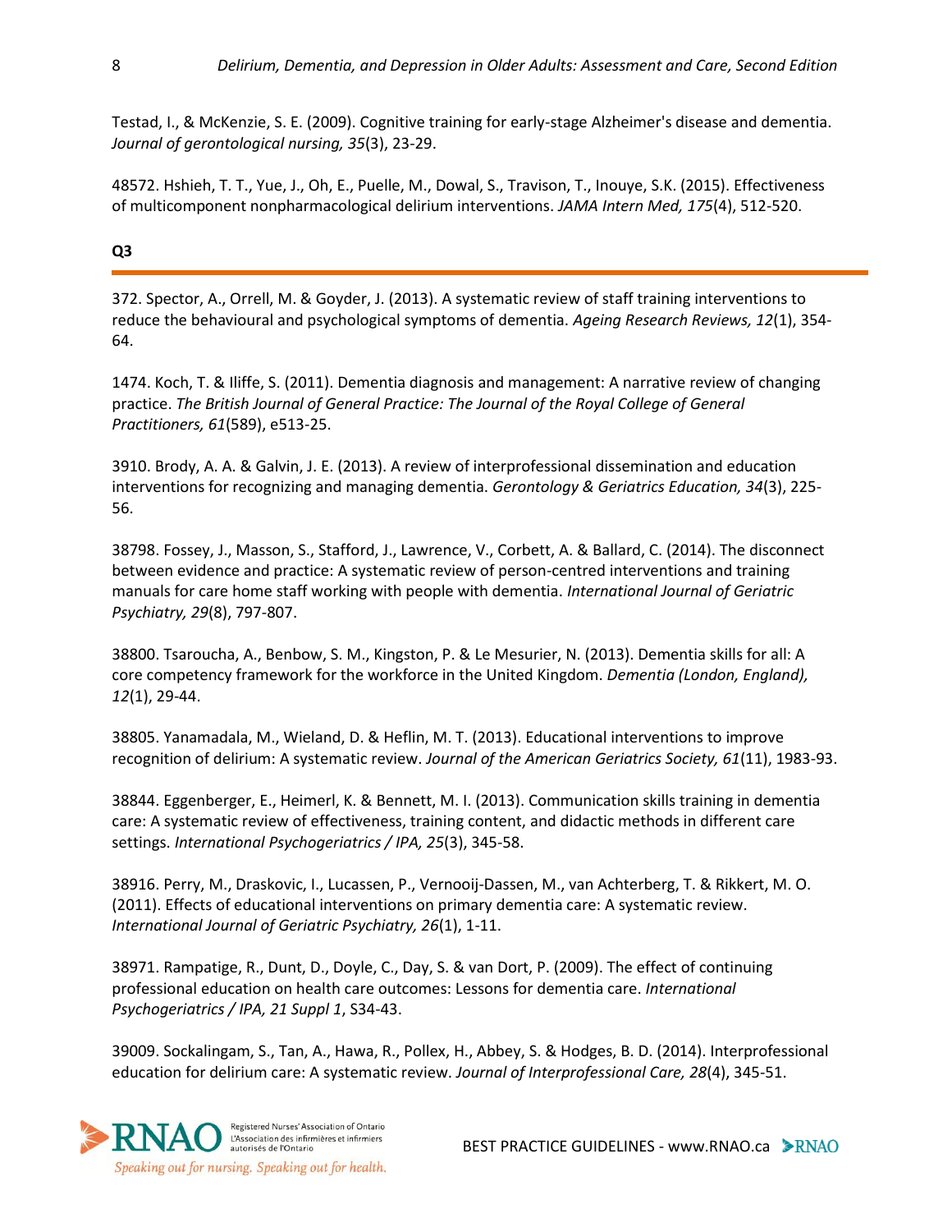Testad, I., & McKenzie, S. E. (2009). Cognitive training for early-stage Alzheimer's disease and dementia. *Journal of gerontological nursing, 35*(3), 23-29.

48572. Hshieh, T. T., Yue, J., Oh, E., Puelle, M., Dowal, S., Travison, T., Inouye, S.K. (2015). Effectiveness of multicomponent nonpharmacological delirium interventions. *JAMA Intern Med, 175*(4), 512-520.

**Q3**

372. Spector, A., Orrell, M. & Goyder, J. (2013). A systematic review of staff training interventions to reduce the behavioural and psychological symptoms of dementia. *Ageing Research Reviews, 12*(1), 354-64.

1474. Koch, T. & Iliffe, S. (2011). Dementia diagnosis and management: A narrative review of changing practice. *The British Journal of General Practice: The Journal of the Royal College of General Practitioners, 61*(589), e513-25.

3910. Brody, A. A. & Galvin, J. E. (2013). A review of interprofessional dissemination and education interventions for recognizing and managing dementia. *Gerontology & Geriatrics Education, 34*(3), 225-56.

38798. Fossey, J., Masson, S., Stafford, J., Lawrence, V., Corbett, A. & Ballard, C. (2014). The disconnect between evidence and practice: A systematic review of person-centred interventions and training manuals for care home staff working with people with dementia. *International Journal of Geriatric Psychiatry, 29*(8), 797-807.

38800. Tsaroucha, A., Benbow, S. M., Kingston, P. & Le Mesurier, N. (2013). Dementia skills for all: A core competency framework for the workforce in the United Kingdom. *Dementia (London, England), 12*(1), 29-44.

38805. Yanamadala, M., Wieland, D. & Heflin, M. T. (2013). Educational interventions to improve recognition of delirium: A systematic review. *Journal of the American Geriatrics Society, 61*(11), 1983-93.

38844. Eggenberger, E., Heimerl, K. & Bennett, M. I. (2013). Communication skills training in dementia care: A systematic review of effectiveness, training content, and didactic methods in different care settings. *International Psychogeriatrics / IPA, 25*(3), 345-58.

38916. Perry, M., Draskovic, I., Lucassen, P., Vernooij-Dassen, M., van Achterberg, T. & Rikkert, M. O. (2011). Effects of educational interventions on primary dementia care: A systematic review. *International Journal of Geriatric Psychiatry, 26*(1), 1-11.

38971. Rampatige, R., Dunt, D., Doyle, C., Day, S. & van Dort, P. (2009). The effect of continuing professional education on health care outcomes: Lessons for dementia care. *International Psychogeriatrics / IPA, 21 Suppl 1*, S34-43.

39009. Sockalingam, S., Tan, A., Hawa, R., Pollex, H., Abbey, S. & Hodges, B. D. (2014). Interprofessional education for delirium care: A systematic review. *Journal of Interprofessional Care, 28*(4), 345-51.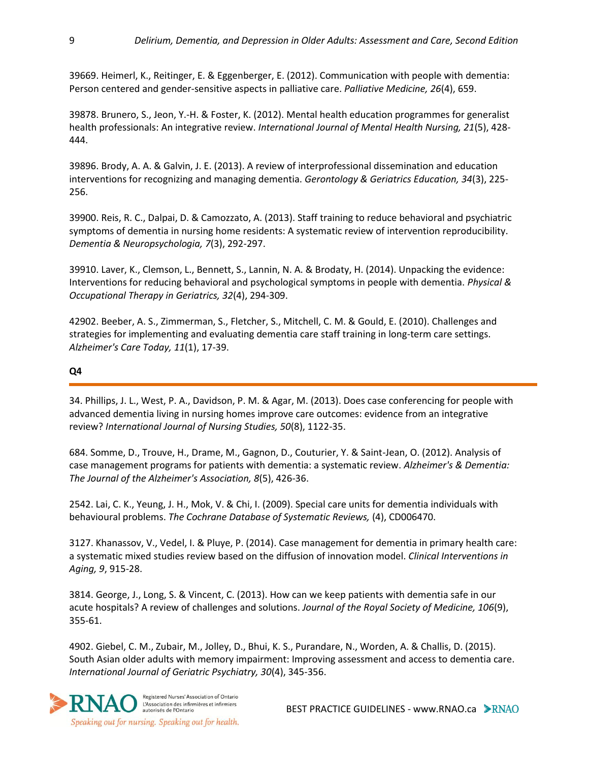39669. Heimerl, K., Reitinger, E. & Eggenberger, E. (2012). Communication with people with dementia: Person centered and gender-sensitive aspects in palliative care. *Palliative Medicine, 26*(4), 659.

39878. Brunero, S., Jeon, Y.-H. & Foster, K. (2012). Mental health education programmes for generalist health professionals: An integrative review. *International Journal of Mental Health Nursing, 21*(5), 428-444.

39896. Brody, A. A. & Galvin, J. E. (2013). A review of interprofessional dissemination and education interventions for recognizing and managing dementia. *Gerontology & Geriatrics Education, 34*(3), 225-256.

39900. Reis, R. C., Dalpai, D. & Camozzato, A. (2013). Staff training to reduce behavioral and psychiatric symptoms of dementia in nursing home residents: A systematic review of intervention reproducibility. *Dementia & Neuropsychologia, 7*(3), 292-297.

39910. Laver, K., Clemson, L., Bennett, S., Lannin, N. A. & Brodaty, H. (2014). Unpacking the evidence: Interventions for reducing behavioral and psychological symptoms in people with dementia. *Physical & Occupational Therapy in Geriatrics, 32*(4), 294-309.

42902. Beeber, A. S., Zimmerman, S., Fletcher, S., Mitchell, C. M. & Gould, E. (2010). Challenges and strategies for implementing and evaluating dementia care staff training in long-term care settings. *Alzheimer's Care Today, 11*(1), 17-39.

**Q4**

34. Phillips, J. L., West, P. A., Davidson, P. M. & Agar, M. (2013). Does case conferencing for people with advanced dementia living in nursing homes improve care outcomes: evidence from an integrative review? *International Journal of Nursing Studies, 50*(8), 1122-35.

684. Somme, D., Trouve, H., Drame, M., Gagnon, D., Couturier, Y. & Saint-Jean, O. (2012). Analysis of case management programs for patients with dementia: a systematic review. *Alzheimer's & Dementia: The Journal of the Alzheimer's Association, 8*(5), 426-36.

2542. Lai, C. K., Yeung, J. H., Mok, V. & Chi, I. (2009). Special care units for dementia individuals with behavioural problems. *The Cochrane Database of Systematic Reviews,* (4), CD006470.

3127. Khanassov, V., Vedel, I. & Pluye, P. (2014). Case management for dementia in primary health care: a systematic mixed studies review based on the diffusion of innovation model. *Clinical Interventions in Aging, 9*, 915-28.

3814. George, J., Long, S. & Vincent, C. (2013). How can we keep patients with dementia safe in our acute hospitals? A review of challenges and solutions. *Journal of the Royal Society of Medicine, 106*(9), 355-61.

4902. Giebel, C. M., Zubair, M., Jolley, D., Bhui, K. S., Purandare, N., Worden, A. & Challis, D. (2015). South Asian older adults with memory impairment: Improving assessment and access to dementia care. *International Journal of Geriatric Psychiatry, 30*(4), 345-356.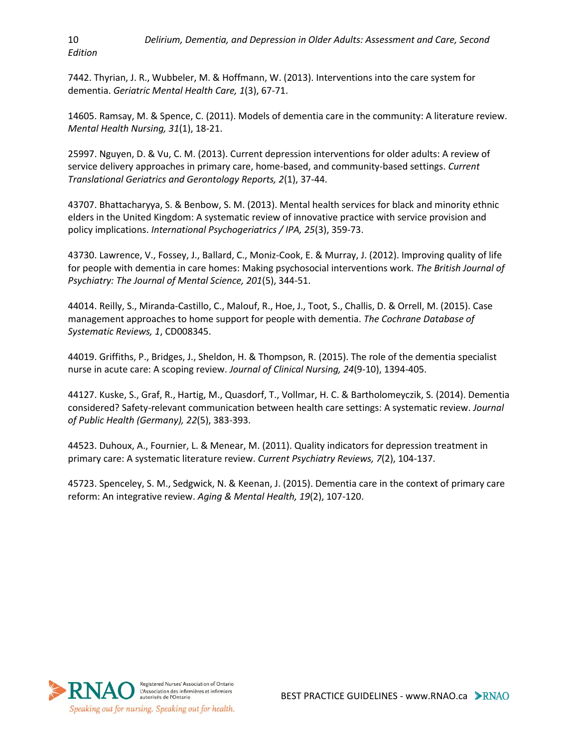7442. Thyrian, J. R., Wubbeler, M. & Hoffmann, W. (2013). Interventions into the care system for dementia. *Geriatric Mental Health Care, 1*(3), 67-71.

14605. Ramsay, M. & Spence, C. (2011). Models of dementia care in the community: A literature review. *Mental Health Nursing, 31*(1), 18-21.

25997. Nguyen, D. & Vu, C. M. (2013). Current depression interventions for older adults: A review of service delivery approaches in primary care, home-based, and community-based settings. *Current Translational Geriatrics and Gerontology Reports, 2*(1), 37-44.

43707. Bhattacharyya, S. & Benbow, S. M. (2013). Mental health services for black and minority ethnic elders in the United Kingdom: A systematic review of innovative practice with service provision and policy implications. *International Psychogeriatrics / IPA, 25*(3), 359-73.

43730. Lawrence, V., Fossey, J., Ballard, C., Moniz-Cook, E. & Murray, J. (2012). Improving quality of life for people with dementia in care homes: Making psychosocial interventions work. *The British Journal of Psychiatry: The Journal of Mental Science, 201*(5), 344-51.

44014. Reilly, S., Miranda-Castillo, C., Malouf, R., Hoe, J., Toot, S., Challis, D. & Orrell, M. (2015). Case management approaches to home support for people with dementia. *The Cochrane Database of Systematic Reviews, 1*, CD008345.

44019. Griffiths, P., Bridges, J., Sheldon, H. & Thompson, R. (2015). The role of the dementia specialist nurse in acute care: A scoping review. *Journal of Clinical Nursing, 24*(9-10), 1394-405.

44127. Kuske, S., Graf, R., Hartig, M., Quasdorf, T., Vollmar, H. C. & Bartholomeyczik, S. (2014). Dementia considered? Safety-relevant communication between health care settings: A systematic review. *Journal of Public Health (Germany), 22*(5), 383-393.

44523. Duhoux, A., Fournier, L. & Menear, M. (2011). Quality indicators for depression treatment in primary care: A systematic literature review. *Current Psychiatry Reviews, 7*(2), 104-137.

45723. Spenceley, S. M., Sedgwick, N. & Keenan, J. (2015). Dementia care in the context of primary care reform: An integrative review. *Aging & Mental Health, 19*(2), 107-120.